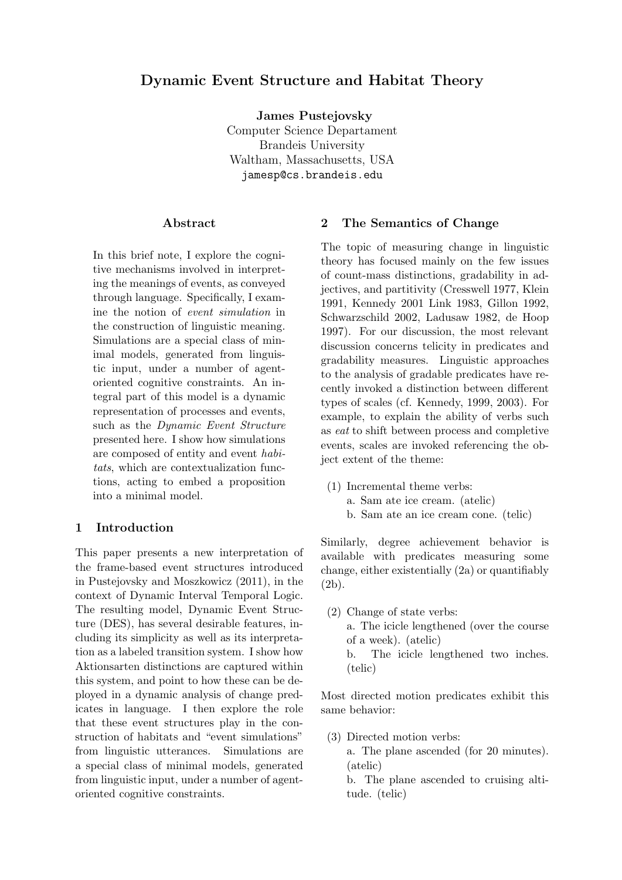# Dynamic Event Structure and Habitat Theory

**James Pustejovsky**
Computer Science Departament
Brandeis University
Waltham, Massachusetts, USA
jamesp@cs.brandeis.edu

## Abstract

In this brief note, I explore the cognitive mechanisms involved in interpreting the meanings of events, as conveyed through language. Specifically, I examine the notion of *event simulation* in the construction of linguistic meaning. Simulations are a special class of minimal models, generated from linguistic input, under a number of agent-oriented cognitive constraints. An integral part of this model is a dynamic representation of processes and events, such as the *Dynamic Event Structure* presented here. I show how simulations are composed of entity and event *habitats*, which are contextualization functions, acting to embed a proposition into a minimal model.

## 1 Introduction

This paper presents a new interpretation of the frame-based event structures introduced in Pustejovsky and Moszkowicz (2011), in the context of Dynamic Interval Temporal Logic. The resulting model, Dynamic Event Structure (DES), has several desirable features, including its simplicity as well as its interpretation as a labeled transition system. I show how Aktionsarten distinctions are captured within this system, and point to how these can be deployed in a dynamic analysis of change predicates in language. I then explore the role that these event structures play in the construction of habitats and "event simulations" from linguistic utterances. Simulations are a special class of minimal models, generated from linguistic input, under a number of agent-oriented cognitive constraints.

## 2 The Semantics of Change

The topic of measuring change in linguistic theory has focused mainly on the few issues of count-mass distinctions, gradability in adjectives, and partitivity (Cresswell 1977, Klein 1991, Kennedy 2001 Link 1983, Gillon 1992, Schwarzschild 2002, Ladusaw 1982, de Hoop 1997). For our discussion, the most relevant discussion concerns telicity in predicates and gradability measures. Linguistic approaches to the analysis of gradable predicates have recently invoked a distinction between different types of scales (cf. Kennedy, 1999, 2003). For example, to explain the ability of verbs such as *eat* to shift between process and completive events, scales are invoked referencing the object extent of the theme:

(1) Incremental theme verbs:
   a. Sam ate ice cream. (atelic)
   b. Sam ate an ice cream cone. (telic)

Similarly, degree achievement behavior is available with predicates measuring some change, either existentially (2a) or quantifiably (2b).

(2) Change of state verbs:
   a. The icicle lengthened (over the course of a week). (atelic)
   b. The icicle lengthened two inches. (telic)

Most directed motion predicates exhibit this same behavior:

(3) Directed motion verbs:
   a. The plane ascended (for 20 minutes). (atelic)
   b. The plane ascended to cruising altitude. (telic)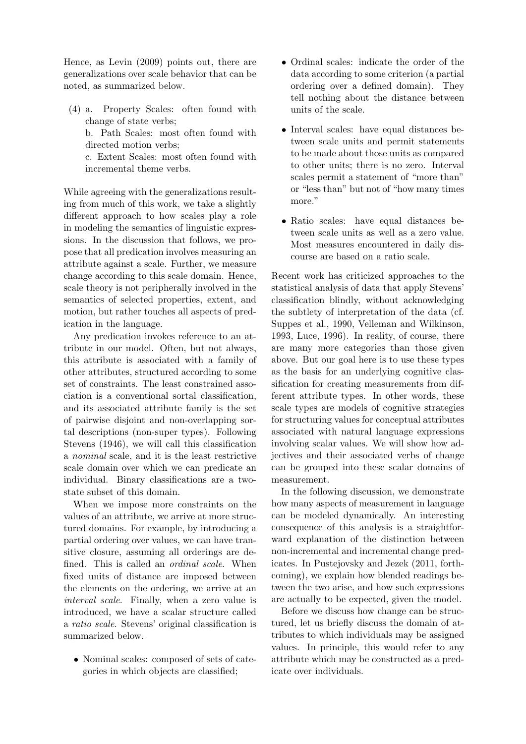Hence, as Levin (2009) points out, there are generalizations over scale behavior that can be noted, as summarized below.

(4) a. Property Scales: often found with change of state verbs;
b. Path Scales: most often found with directed motion verbs;
c. Extent Scales: most often found with incremental theme verbs.

While agreeing with the generalizations resulting from much of this work, we take a slightly different approach to how scales play a role in modeling the semantics of linguistic expressions. In the discussion that follows, we propose that all predication involves measuring an attribute against a scale. Further, we measure change according to this scale domain. Hence, scale theory is not peripherally involved in the semantics of selected properties, extent, and motion, but rather touches all aspects of predication in the language.

Any predication invokes reference to an attribute in our model. Often, but not always, this attribute is associated with a family of other attributes, structured according to some set of constraints. The least constrained association is a conventional sortal classification, and its associated attribute family is the set of pairwise disjoint and non-overlapping sortal descriptions (non-super types). Following Stevens (1946), we will call this classification a *nominal* scale, and it is the least restrictive scale domain over which we can predicate an individual. Binary classifications are a two-state subset of this domain.

When we impose more constraints on the values of an attribute, we arrive at more structured domains. For example, by introducing a partial ordering over values, we can have transitive closure, assuming all orderings are defined. This is called an *ordinal scale*. When fixed units of distance are imposed between the elements on the ordering, we arrive at an *interval scale*. Finally, when a zero value is introduced, we have a scalar structure called a *ratio scale*. Stevens' original classification is summarized below.

- Nominal scales: composed of sets of categories in which objects are classified;
- Ordinal scales: indicate the order of the data according to some criterion (a partial ordering over a defined domain). They tell nothing about the distance between units of the scale.
- Interval scales: have equal distances between scale units and permit statements to be made about those units as compared to other units; there is no zero. Interval scales permit a statement of "more than" or "less than" but not of "how many times more."
- Ratio scales: have equal distances between scale units as well as a zero value. Most measures encountered in daily discourse are based on a ratio scale.

Recent work has criticized approaches to the statistical analysis of data that apply Stevens' classification blindly, without acknowledging the subtlety of interpretation of the data (cf. Suppes et al., 1990, Velleman and Wilkinson, 1993, Luce, 1996). In reality, of course, there are many more categories than those given above. But our goal here is to use these types as the basis for an underlying cognitive classification for creating measurements from different attribute types. In other words, these scale types are models of cognitive strategies for structuring values for conceptual attributes associated with natural language expressions involving scalar values. We will show how adjectives and their associated verbs of change can be grouped into these scalar domains of measurement.

In the following discussion, we demonstrate how many aspects of measurement in language can be modeled dynamically. An interesting consequence of this analysis is a straightforward explanation of the distinction between non-incremental and incremental change predicates. In Pustejovsky and Jezek (2011, forthcoming), we explain how blended readings between the two arise, and how such expressions are actually to be expected, given the model.

Before we discuss how change can be structured, let us briefly discuss the domain of attributes to which individuals may be assigned values. In principle, this would refer to any attribute which may be constructed as a predicate over individuals.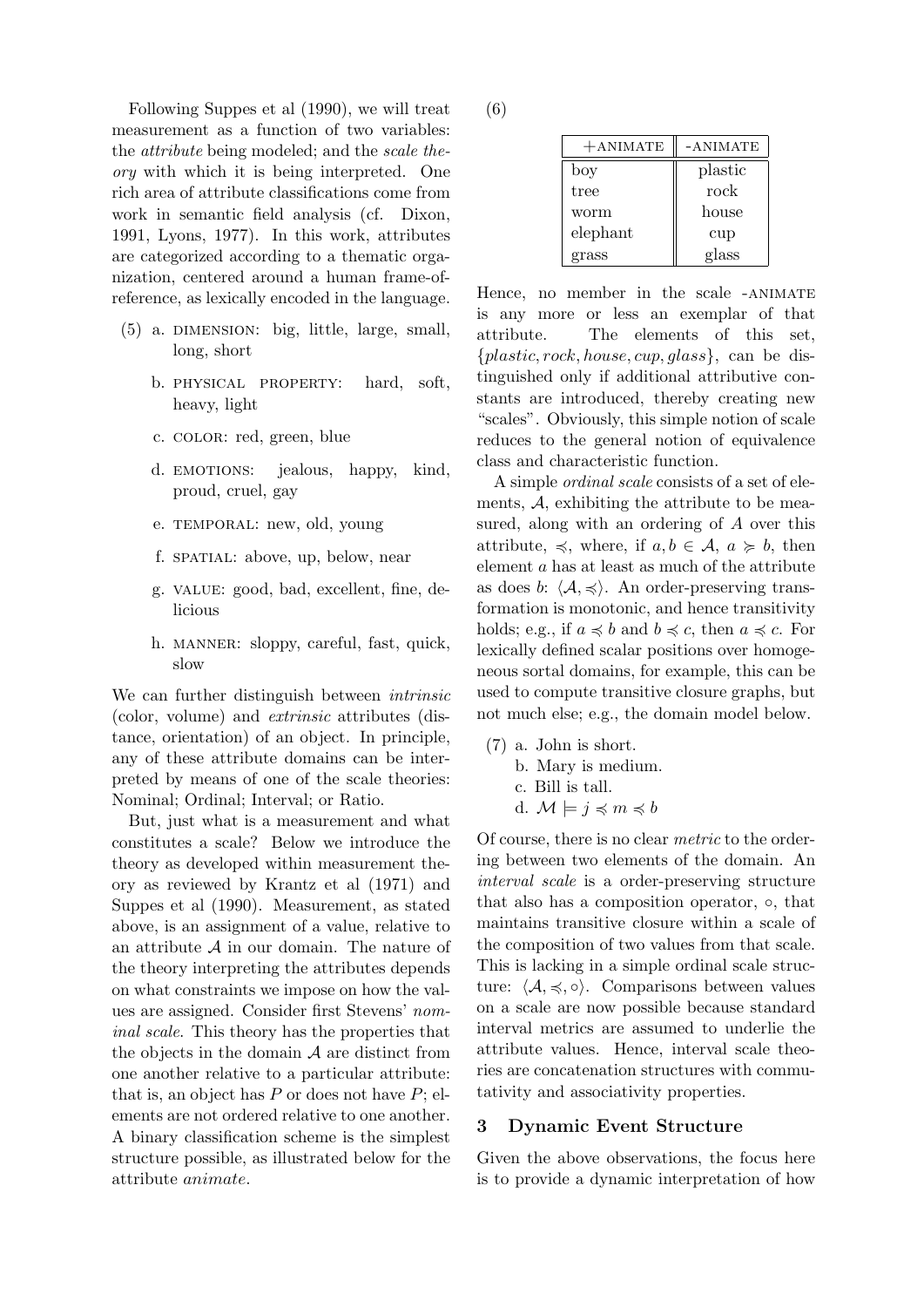Following Suppes et al (1990), we will treat measurement as a function of two variables: the *attribute* being modeled; and the *scale theory* with which it is being interpreted. One rich area of attribute classifications come from work in semantic field analysis (cf. Dixon, 1991, Lyons, 1977). In this work, attributes are categorized according to a thematic organization, centered around a human frame-of-reference, as lexically encoded in the language.

(5) a. DIMENSION: big, little, large, small, long, short

b. PHYSICAL PROPERTY: hard, soft, heavy, light

c. COLOR: red, green, blue

d. EMOTIONS: jealous, happy, kind, proud, cruel, gay

e. TEMPORAL: new, old, young

f. SPATIAL: above, up, below, near

g. VALUE: good, bad, excellent, fine, delicious

h. MANNER: sloppy, careful, fast, quick, slow

We can further distinguish between *intrinsic* (color, volume) and *extrinsic* attributes (distance, orientation) of an object. In principle, any of these attribute domains can be interpreted by means of one of the scale theories: Nominal; Ordinal; Interval; or Ratio.

But, just what is a measurement and what constitutes a scale? Below we introduce the theory as developed within measurement theory as reviewed by Krantz et al (1971) and Suppes et al (1990). Measurement, as stated above, is an assignment of a value, relative to an attribute $\mathcal{A}$ in our domain. The nature of the theory interpreting the attributes depends on what constraints we impose on how the values are assigned. Consider first Stevens' *nominal scale*. This theory has the properties that the objects in the domain $\mathcal{A}$ are distinct from one another relative to a particular attribute: that is, an object has $P$ or does not have $P$; elements are not ordered relative to one another. A binary classification scheme is the simplest structure possible, as illustrated below for the attribute *animate*.

(6)

| +ANIMATE | -ANIMATE |
|---|---|
| boy | plastic |
| tree | rock |
| worm | house |
| elephant | cup |
| grass | glass |

Hence, no member in the scale -ANIMATE is any more or less an exemplar of that attribute. The elements of this set, $\{plastic, rock, house, cup, glass\}$, can be distinguished only if additional attributive constants are introduced, thereby creating new "scales". Obviously, this simple notion of scale reduces to the general notion of equivalence class and characteristic function.

A simple *ordinal scale* consists of a set of elements, $\mathcal{A}$, exhibiting the attribute to be measured, along with an ordering of $A$ over this attribute, $\preccurlyeq$, where, if $a, b \in \mathcal{A}$, $a \succcurlyeq b$, then element $a$ has at least as much of the attribute as does $b$: $\langle \mathcal{A}, \preccurlyeq \rangle$. An order-preserving transformation is monotonic, and hence transitivity holds; e.g., if $a \preccurlyeq b$ and $b \preccurlyeq c$, then $a \preccurlyeq c$. For lexically defined scalar positions over homogeneous sortal domains, for example, this can be used to compute transitive closure graphs, but not much else; e.g., the domain model below.

(7) a. John is short.
b. Mary is medium.
c. Bill is tall.
d. $\mathcal{M} \models j \preccurlyeq m \preccurlyeq b$

Of course, there is no clear *metric* to the ordering between two elements of the domain. An *interval scale* is a order-preserving structure that also has a composition operator, $\circ$, that maintains transitive closure within a scale of the composition of two values from that scale. This is lacking in a simple ordinal scale structure: $\langle \mathcal{A}, \preccurlyeq, \circ \rangle$. Comparisons between values on a scale are now possible because standard interval metrics are assumed to underlie the attribute values. Hence, interval scale theories are concatenation structures with commutativity and associativity properties.

## 3 Dynamic Event Structure

Given the above observations, the focus here is to provide a dynamic interpretation of how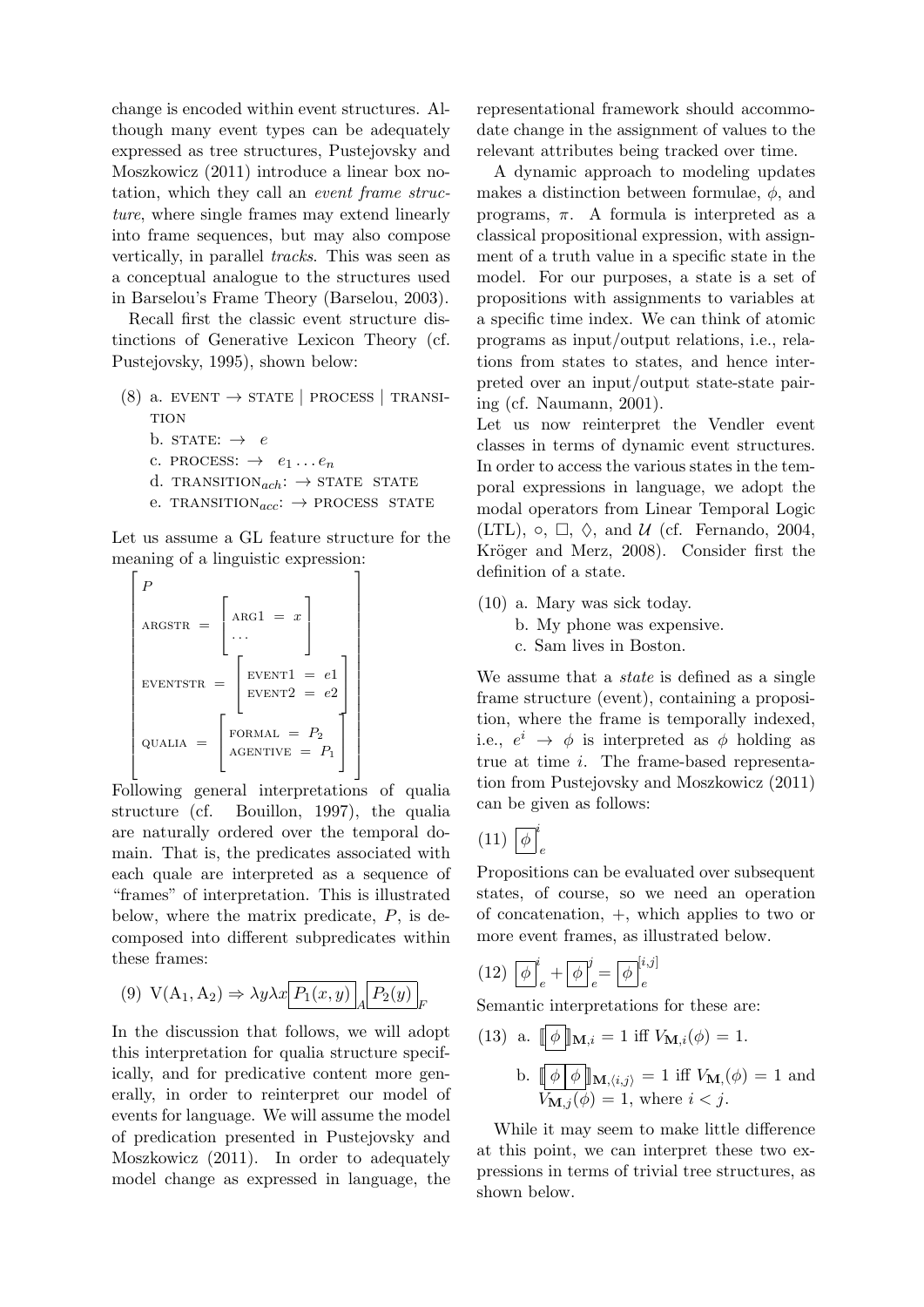change is encoded within event structures. Although many event types can be adequately expressed as tree structures, Pustejovsky and Moszkowicz (2011) introduce a linear box notation, which they call an *event frame structure*, where single frames may extend linearly into frame sequences, but may also compose vertically, in parallel *tracks*. This was seen as a conceptual analogue to the structures used in Barselou's Frame Theory (Barselou, 2003).

Recall first the classic event structure distinctions of Generative Lexicon Theory (cf. Pustejovsky, 1995), shown below:

(8) a. EVENT → STATE | PROCESS | TRANSITION
b. STATE: → $e$
c. PROCESS: → $e_1 \ldots e_n$
d. TRANSITION$_{ach}$: → STATE STATE
e. TRANSITION$_{acc}$: → PROCESS STATE

Let us assume a GL feature structure for the meaning of a linguistic expression:

$$\begin{bmatrix} P \\ \text{ARGSTR} = \begin{bmatrix} \text{ARG1} = x \\ \ldots \end{bmatrix} \\ \text{EVENTSTR} = \begin{bmatrix} \text{EVENT1} = e1 \\ \text{EVENT2} = e2 \end{bmatrix} \\ \text{QUALIA} = \begin{bmatrix} \text{FORMAL} = P_2 \\ \text{AGENTIVE} = P_1 \end{bmatrix} \end{bmatrix}$$

Following general interpretations of qualia structure (cf. Bouillon, 1997), the qualia are naturally ordered over the temporal domain. That is, the predicates associated with each quale are interpreted as a sequence of "frames" of interpretation. This is illustrated below, where the matrix predicate, $P$, is decomposed into different subpredicates within these frames:

(9) $\text{V}(\text{A}_1, \text{A}_2) \Rightarrow \lambda y \lambda x \boxed{P_1(x, y)}_A \boxed{P_2(y)}_F$

In the discussion that follows, we will adopt this interpretation for qualia structure specifically, and for predicative content more generally, in order to reinterpret our model of events for language. We will assume the model of predication presented in Pustejovsky and Moszkowicz (2011). In order to adequately model change as expressed in language, the representational framework should accommodate change in the assignment of values to the relevant attributes being tracked over time.

A dynamic approach to modeling updates makes a distinction between formulae, $\phi$, and programs, $\pi$. A formula is interpreted as a classical propositional expression, with assignment of a truth value in a specific state in the model. For our purposes, a state is a set of propositions with assignments to variables at a specific time index. We can think of atomic programs as input/output relations, i.e., relations from states to states, and hence interpreted over an input/output state-state pairing (cf. Naumann, 2001).

Let us now reinterpret the Vendler event classes in terms of dynamic event structures. In order to access the various states in the temporal expressions in language, we adopt the modal operators from Linear Temporal Logic (LTL), $\circ$, $\Box$, $\Diamond$, and $\mathcal{U}$ (cf. Fernando, 2004, Kröger and Merz, 2008). Consider first the definition of a state.

(10) a. Mary was sick today.
b. My phone was expensive.
c. Sam lives in Boston.

We assume that a *state* is defined as a single frame structure (event), containing a proposition, where the frame is temporally indexed, i.e., $e^i \rightarrow \phi$ is interpreted as $\phi$ holding as true at time $i$. The frame-based representation from Pustejovsky and Moszkowicz (2011) can be given as follows:

(11) $\boxed{\phi}_e^i$

Propositions can be evaluated over subsequent states, of course, so we need an operation of concatenation, $+$, which applies to two or more event frames, as illustrated below.

(12) $\boxed{\phi}_e^i + \boxed{\phi}_e^j = \boxed{\phi}_e^{[i,j]}$

Semantic interpretations for these are:

(13) a. $[\![\boxed{\phi}]\!]_{\mathbf{M},i} = 1$ iff $V_{\mathbf{M},i}(\phi) = 1$.

b. $[\![\boxed{\phi \mid \phi}]\!]_{\mathbf{M},\langle i,j \rangle} = 1$ iff $V_{\mathbf{M},}(\phi) = 1$ and $V_{\mathbf{M},j}(\phi) = 1$, where $i < j$.

While it may seem to make little difference at this point, we can interpret these two expressions in terms of trivial tree structures, as shown below.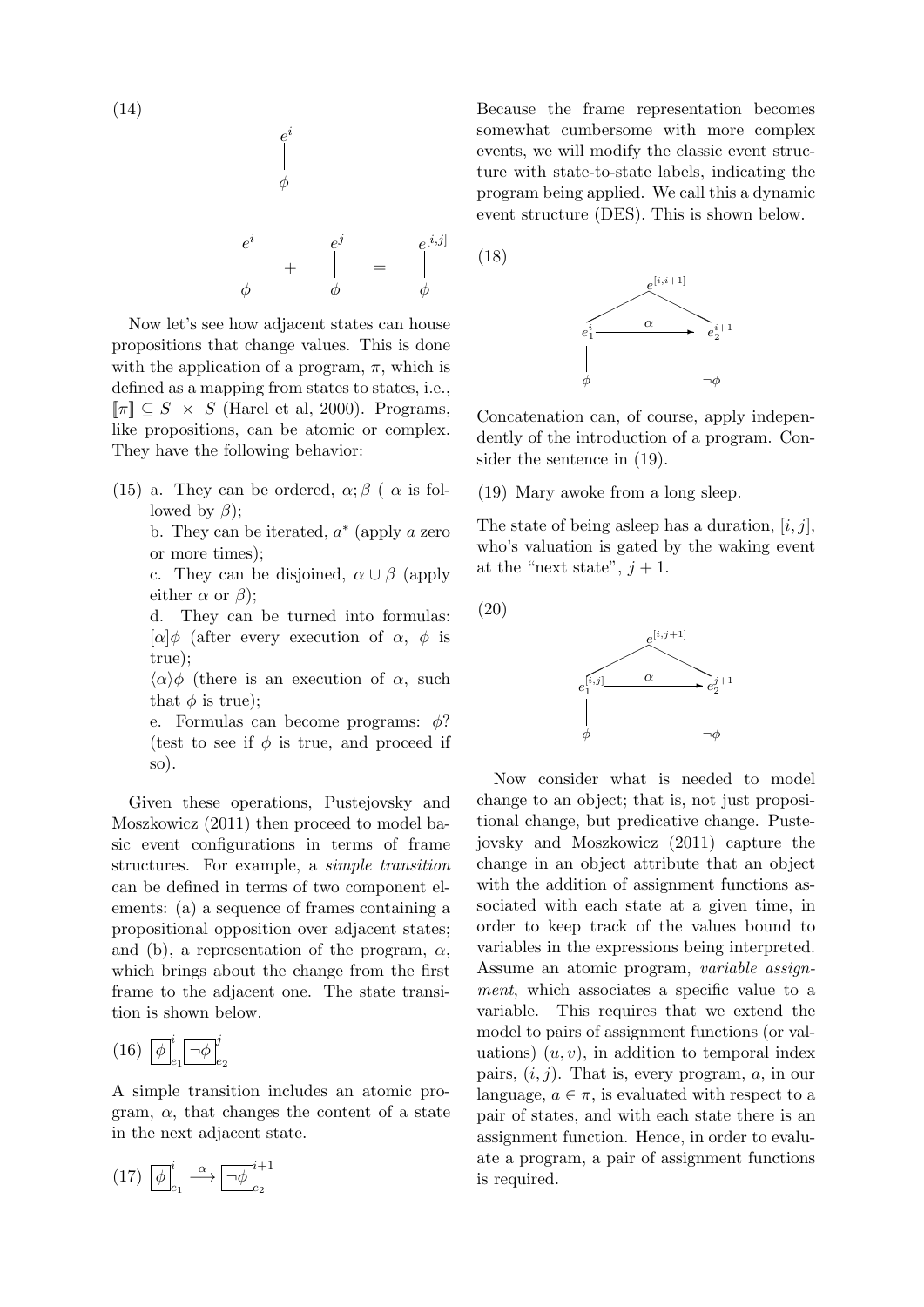(14)

$$e^i \quad | \quad \phi$$

$$\begin{matrix} e^i \\ | \\ \phi \end{matrix} \quad + \quad \begin{matrix} e^j \\ | \\ \phi \end{matrix} \quad = \quad \begin{matrix} e^{[i,j]} \\ | \\ \phi \end{matrix}$$

Now let's see how adjacent states can house propositions that change values. This is done with the application of a program, $\pi$, which is defined as a mapping from states to states, i.e., $[\![\pi]\!] \subseteq S \times S$ (Harel et al, 2000). Programs, like propositions, can be atomic or complex. They have the following behavior:

(15) a. They can be ordered, $\alpha;\beta$ ( $\alpha$ is followed by $\beta$);
b. They can be iterated, $a^*$ (apply $a$ zero or more times);
c. They can be disjoined, $\alpha \cup \beta$ (apply either $\alpha$ or $\beta$);
d. They can be turned into formulas: $[\alpha]\phi$ (after every execution of $\alpha$, $\phi$ is true);
$\langle\alpha\rangle\phi$ (there is an execution of $\alpha$, such that $\phi$ is true);
e. Formulas can become programs: $\phi?$ (test to see if $\phi$ is true, and proceed if so).

Given these operations, Pustejovsky and Moszkowicz (2011) then proceed to model basic event configurations in terms of frame structures. For example, a *simple transition* can be defined in terms of two component elements: (a) a sequence of frames containing a propositional opposition over adjacent states; and (b), a representation of the program, $\alpha$, which brings about the change from the first frame to the adjacent one. The state transition is shown below.

(16) $\boxed{\phi}^{i}_{e_1} \boxed{\neg\phi}^{j}_{e_2}$

A simple transition includes an atomic program, $\alpha$, that changes the content of a state in the next adjacent state.

(17) $\boxed{\phi}^{i}_{e_1} \xrightarrow{\alpha} \boxed{\neg\phi}^{i+1}_{e_2}$

Because the frame representation becomes somewhat cumbersome with more complex events, we will modify the classic event structure with state-to-state labels, indicating the program being applied. We call this a dynamic event structure (DES). This is shown below.

(18)

$$e^{[i,i+1]} \rightarrow \left( e_1^i \xrightarrow{\alpha} e_2^{i+1} \right), \quad e_1^i : \phi, \quad e_2^{i+1} : \neg\phi$$

Concatenation can, of course, apply independently of the introduction of a program. Consider the sentence in (19).

(19) Mary awoke from a long sleep.

The state of being asleep has a duration, $[i, j]$, who's valuation is gated by the waking event at the "next state", $j + 1$.

(20)

$$e^{[i,j+1]} \rightarrow \left( e_1^{[i,j]} \xrightarrow{\alpha} e_2^{j+1} \right), \quad e_1^{[i,j]} : \phi, \quad e_2^{j+1} : \neg\phi$$

Now consider what is needed to model change to an object; that is, not just propositional change, but predicative change. Pustejovsky and Moszkowicz (2011) capture the change in an object attribute that an object with the addition of assignment functions associated with each state at a given time, in order to keep track of the values bound to variables in the expressions being interpreted. Assume an atomic program, *variable assignment*, which associates a specific value to a variable. This requires that we extend the model to pairs of assignment functions (or valuations) $(u, v)$, in addition to temporal index pairs, $(i, j)$. That is, every program, $a$, in our language, $a \in \pi$, is evaluated with respect to a pair of states, and with each state there is an assignment function. Hence, in order to evaluate a program, a pair of assignment functions is required.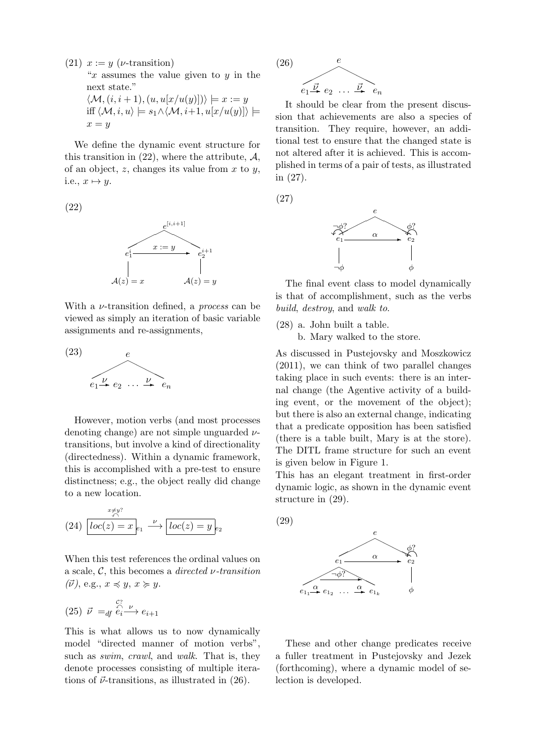(21) $x := y$ ($\nu$-transition)
"$x$ assumes the value given to $y$ in the next state."
$\langle \mathcal{M}, (i, i+1), (u, u[x/u(y)]) \rangle \models x := y$
iff $\langle \mathcal{M}, i, u \rangle \models s_1 \wedge \langle \mathcal{M}, i+1, u[x/u(y)] \rangle \models x = y$

We define the dynamic event structure for this transition in (22), where the attribute, $\mathcal{A}$, of an object, $z$, changes its value from $x$ to $y$, i.e., $x \mapsto y$.

(22)

$$e^{[i,i+1]} \;:\; e_1^i \xrightarrow{x := y} e_2^{i+1}, \quad e_1^i: \mathcal{A}(z) = x, \quad e_2^{i+1}: \mathcal{A}(z) = y$$

With a $\nu$-transition defined, a *process* can be viewed as simply an iteration of basic variable assignments and re-assignments,

(23)

$$e \;:\; e_1 \xrightarrow{\nu} e_2 \;\ldots\; \xrightarrow{\nu} e_n$$

However, motion verbs (and most processes denoting change) are not simple unguarded $\nu$-transitions, but involve a kind of directionality (directedness). Within a dynamic framework, this is accomplished with a pre-test to ensure distinctness; e.g., the object really did change to a new location.

(24) $\boxed{loc(z) = x}_{e_1} \overset{x \neq y?}{\curvearrowleft} \xrightarrow{\nu} \boxed{loc(z) = y}_{e_2}$

When this test references the ordinal values on a scale, $\mathcal{C}$, this becomes a *directed $\nu$-transition* *($\vec{\nu}$)*, e.g., $x \preccurlyeq y$, $x \succcurlyeq y$.

(25) $\vec{\nu} =_{df} \overset{\mathcal{C}?}{\curvearrowleft} e_i \xrightarrow{\nu} e_{i+1}$

This is what allows us to now dynamically model "directed manner of motion verbs", such as *swim*, *crawl*, and *walk*. That is, they denote processes consisting of multiple iterations of $\vec{\nu}$-transitions, as illustrated in (26).

(26)

$$e \;:\; e_1 \xrightarrow{\vec{\nu}} e_2 \;\ldots\; \xrightarrow{\vec{\nu}} e_n$$

It should be clear from the present discussion that achievements are also a species of transition. They require, however, an additional test to ensure that the changed state is not altered after it is achieved. This is accomplished in terms of a pair of tests, as illustrated in (27).

(27)

$$e \;:\; \overset{\neg\phi?}{\curvearrowleft} e_1 \xrightarrow{\alpha} e_2 \overset{\phi?}{\curvearrowleft}, \quad e_1: \neg\phi, \quad e_2: \phi$$

The final event class to model dynamically is that of accomplishment, such as the verbs *build*, *destroy*, and *walk to*.

(28) a. John built a table.
b. Mary walked to the store.

As discussed in Pustejovsky and Moszkowicz (2011), we can think of two parallel changes taking place in such events: there is an internal change (the Agentive activity of a building event, or the movement of the object); but there is also an external change, indicating that a predicate opposition has been satisfied (there is a table built, Mary is at the store). The DITL frame structure for such an event is given below in Figure 1.
This has an elegant treatment in first-order dynamic logic, as shown in the dynamic event structure in (29).

(29)

$$e \;:\; e_1 \xrightarrow{\alpha} e_2 \overset{\phi?}{\curvearrowleft}, \quad e_2: \phi, \quad e_1 \;:\; e_{1_1} \xrightarrow{\alpha} e_{1_2} \;\ldots\; \xrightarrow{\alpha} e_{1_k} \; (\neg\phi?)$$

These and other change predicates receive a fuller treatment in Pustejovsky and Jezek (forthcoming), where a dynamic model of selection is developed.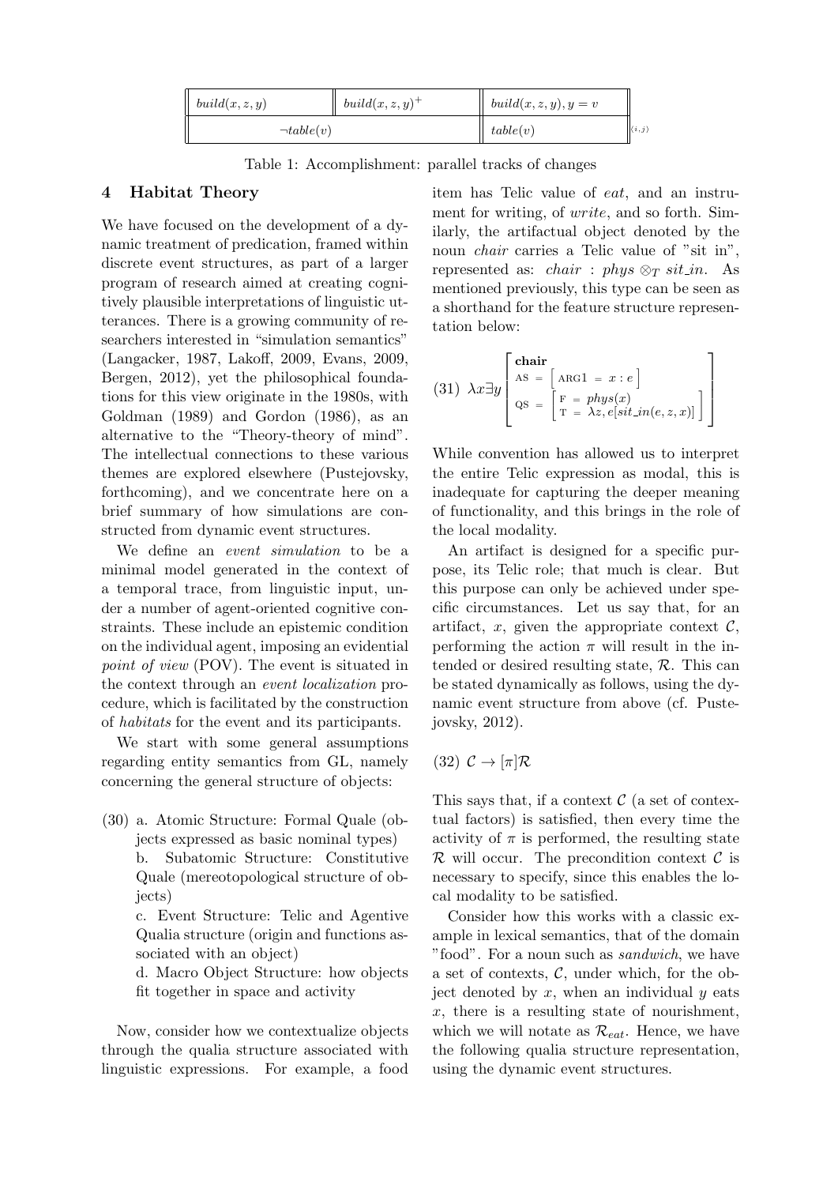| $build(x,z,y)$ | $build(x,z,y)^+$ | $build(x,z,y), y = v$ | |
|---|---|---|---|
| $\neg table(v)$ | | $table(v)$ | $(i,j)$ |

Table 1: Accomplishment: parallel tracks of changes

## 4 Habitat Theory

We have focused on the development of a dynamic treatment of predication, framed within discrete event structures, as part of a larger program of research aimed at creating cognitively plausible interpretations of linguistic utterances. There is a growing community of researchers interested in "simulation semantics" (Langacker, 1987, Lakoff, 2009, Evans, 2009, Bergen, 2012), yet the philosophical foundations for this view originate in the 1980s, with Goldman (1989) and Gordon (1986), as an alternative to the "Theory-theory of mind". The intellectual connections to these various themes are explored elsewhere (Pustejovsky, forthcoming), and we concentrate here on a brief summary of how simulations are constructed from dynamic event structures.

We define an *event simulation* to be a minimal model generated in the context of a temporal trace, from linguistic input, under a number of agent-oriented cognitive constraints. These include an epistemic condition on the individual agent, imposing an evidential *point of view* (POV). The event is situated in the context through an *event localization* procedure, which is facilitated by the construction of *habitats* for the event and its participants.

We start with some general assumptions regarding entity semantics from GL, namely concerning the general structure of objects:

(30) a. Atomic Structure: Formal Quale (objects expressed as basic nominal types)
b. Subatomic Structure: Constitutive Quale (mereotopological structure of objects)
c. Event Structure: Telic and Agentive Qualia structure (origin and functions associated with an object)
d. Macro Object Structure: how objects fit together in space and activity

Now, consider how we contextualize objects through the qualia structure associated with linguistic expressions. For example, a food item has Telic value of *eat*, and an instrument for writing, of *write*, and so forth. Similarly, the artifactual object denoted by the noun *chair* carries a Telic value of "sit in", represented as: $chair : phys \otimes_T sit\_in$. As mentioned previously, this type can be seen as a shorthand for the feature structure representation below:

(31) $$\lambda x \exists y \begin{bmatrix} \textbf{chair} \\ \text{AS} = \begin{bmatrix} \text{ARG1} = x : e \end{bmatrix} \\ \text{QS} = \begin{bmatrix} \text{F} = phys(x) \\ \text{T} = \lambda z, e[sit\_in(e, z, x)] \end{bmatrix} \end{bmatrix}$$

While convention has allowed us to interpret the entire Telic expression as modal, this is inadequate for capturing the deeper meaning of functionality, and this brings in the role of the local modality.

An artifact is designed for a specific purpose, its Telic role; that much is clear. But this purpose can only be achieved under specific circumstances. Let us say that, for an artifact, $x$, given the appropriate context $\mathcal{C}$, performing the action $\pi$ will result in the intended or desired resulting state, $\mathcal{R}$. This can be stated dynamically as follows, using the dynamic event structure from above (cf. Pustejovsky, 2012).

(32) $\mathcal{C} \rightarrow [\pi]\mathcal{R}$

This says that, if a context $\mathcal{C}$ (a set of contextual factors) is satisfied, then every time the activity of $\pi$ is performed, the resulting state $\mathcal{R}$ will occur. The precondition context $\mathcal{C}$ is necessary to specify, since this enables the local modality to be satisfied.

Consider how this works with a classic example in lexical semantics, that of the domain "food". For a noun such as *sandwich*, we have a set of contexts, $\mathcal{C}$, under which, for the object denoted by $x$, when an individual $y$ eats $x$, there is a resulting state of nourishment, which we will notate as $\mathcal{R}_{eat}$. Hence, we have the following qualia structure representation, using the dynamic event structures.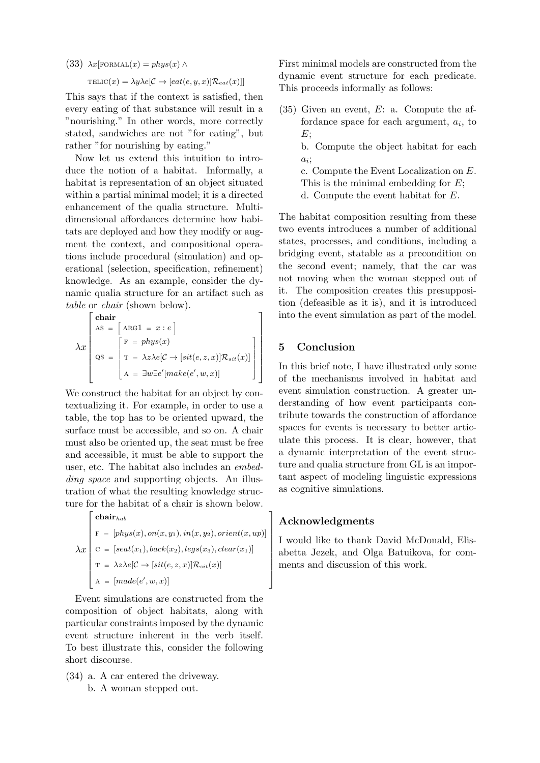(33) $\lambda x[\text{FORMAL}(x) = phys(x) \wedge$

$\text{TELIC}(x) = \lambda y \lambda e[\mathcal{C} \rightarrow [eat(e, y, x)]\mathcal{R}_{eat}(x)]]$

This says that if the context is satisfied, then every eating of that substance will result in a "nourishing." In other words, more correctly stated, sandwiches are not "for eating", but rather "for nourishing by eating."

Now let us extend this intuition to introduce the notion of a habitat. Informally, a habitat is representation of an object situated within a partial minimal model; it is a directed enhancement of the qualia structure. Multi-dimensional affordances determine how habitats are deployed and how they modify or augment the context, and compositional operations include procedural (simulation) and operational (selection, specification, refinement) knowledge. As an example, consider the dynamic qualia structure for an artifact such as *table* or *chair* (shown below).

$$\lambda x \begin{bmatrix} \textbf{chair} \\ \text{AS} = \begin{bmatrix} \text{ARG1} = x : e \end{bmatrix} \\ \text{QS} = \begin{bmatrix} \text{F} = phys(x) \\ \text{T} = \lambda z \lambda e[\mathcal{C} \rightarrow [sit(e, z, x)]\mathcal{R}_{sit}(x)] \\ \text{A} = \exists w \exists e'[make(e', w, x)] \end{bmatrix} \end{bmatrix}$$

We construct the habitat for an object by contextualizing it. For example, in order to use a table, the top has to be oriented upward, the surface must be accessible, and so on. A chair must also be oriented up, the seat must be free and accessible, it must be able to support the user, etc. The habitat also includes an *embedding space* and supporting objects. An illustration of what the resulting knowledge structure for the habitat of a chair is shown below.

$$\lambda x \begin{bmatrix} \textbf{chair}_{hab} \\ \text{F} = [phys(x), on(x, y_1), in(x, y_2), orient(x, up)] \\ \text{C} = [seat(x_1), back(x_2), legs(x_3), clear(x_1)] \\ \text{T} = \lambda z \lambda e[\mathcal{C} \rightarrow [sit(e, z, x)]\mathcal{R}_{sit}(x)] \\ \text{A} = [made(e', w, x)] \end{bmatrix}$$

Event simulations are constructed from the composition of object habitats, along with particular constraints imposed by the dynamic event structure inherent in the verb itself. To best illustrate this, consider the following short discourse.

(34) a. A car entered the driveway.
b. A woman stepped out.

First minimal models are constructed from the dynamic event structure for each predicate. This proceeds informally as follows:

(35) Given an event, $E$: a. Compute the affordance space for each argument, $a_i$, to $E$;
b. Compute the object habitat for each $a_i$;
c. Compute the Event Localization on $E$. This is the minimal embedding for $E$;
d. Compute the event habitat for $E$.

The habitat composition resulting from these two events introduces a number of additional states, processes, and conditions, including a bridging event, statable as a precondition on the second event; namely, that the car was not moving when the woman stepped out of it. The composition creates this presupposition (defeasible as it is), and it is introduced into the event simulation as part of the model.

## 5 Conclusion

In this brief note, I have illustrated only some of the mechanisms involved in habitat and event simulation construction. A greater understanding of how event participants contribute towards the construction of affordance spaces for events is necessary to better articulate this process. It is clear, however, that a dynamic interpretation of the event structure and qualia structure from GL is an important aspect of modeling linguistic expressions as cognitive simulations.

## Acknowledgments

I would like to thank David McDonald, Elisabetta Jezek, and Olga Batuikova, for comments and discussion of this work.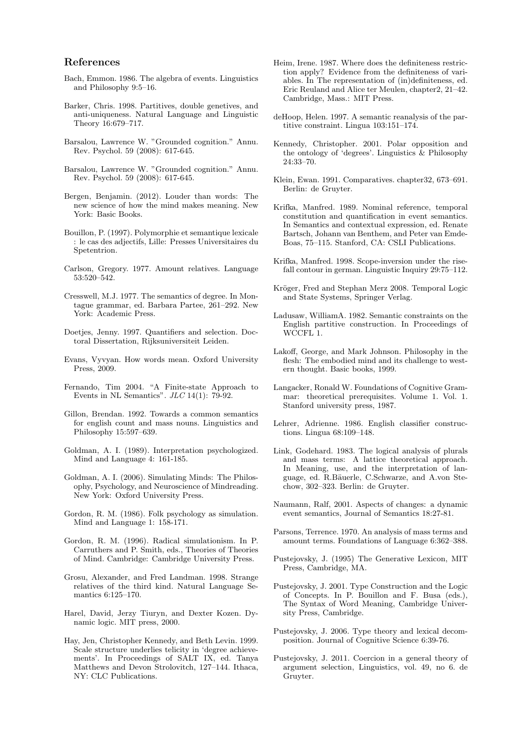## References

Bach, Emmon. 1986. The algebra of events. Linguistics and Philosophy 9:5–16.

Barker, Chris. 1998. Partitives, double genetives, and anti-uniqueness. Natural Language and Linguistic Theory 16:679–717.

Barsalou, Lawrence W. "Grounded cognition." Annu. Rev. Psychol. 59 (2008): 617-645.

Barsalou, Lawrence W. "Grounded cognition." Annu. Rev. Psychol. 59 (2008): 617-645.

Bergen, Benjamin. (2012). Louder than words: The new science of how the mind makes meaning. New York: Basic Books.

Bouillon, P. (1997). Polymorphie et semantique lexicale : le cas des adjectifs, Lille: Presses Universitaires du Spetentrion.

Carlson, Gregory. 1977. Amount relatives. Language 53:520–542.

Cresswell, M.J. 1977. The semantics of degree. In Montague grammar, ed. Barbara Partee, 261–292. New York: Academic Press.

Doetjes, Jenny. 1997. Quantifiers and selection. Doctoral Dissertation, Rijksuniversiteit Leiden.

Evans, Vyvyan. How words mean. Oxford University Press, 2009.

Fernando, Tim 2004. "A Finite-state Approach to Events in NL Semantics". *JLC* 14(1): 79-92.

Gillon, Brendan. 1992. Towards a common semantics for english count and mass nouns. Linguistics and Philosophy 15:597–639.

Goldman, A. I. (1989). Interpretation psychologized. Mind and Language 4: 161-185.

Goldman, A. I. (2006). Simulating Minds: The Philosophy, Psychology, and Neuroscience of Mindreading. New York: Oxford University Press.

Gordon, R. M. (1986). Folk psychology as simulation. Mind and Language 1: 158-171.

Gordon, R. M. (1996). Radical simulationism. In P. Carruthers and P. Smith, eds., Theories of Theories of Mind. Cambridge: Cambridge University Press.

Grosu, Alexander, and Fred Landman. 1998. Strange relatives of the third kind. Natural Language Semantics 6:125–170.

Harel, David, Jerzy Tiuryn, and Dexter Kozen. Dynamic logic. MIT press, 2000.

Hay, Jen, Christopher Kennedy, and Beth Levin. 1999. Scale structure underlies telicity in 'degree achievements'. In Proceedings of SALT IX, ed. Tanya Matthews and Devon Strolovitch, 127–144. Ithaca, NY: CLC Publications.

Heim, Irene. 1987. Where does the definiteness restriction apply? Evidence from the definiteness of variables. In The representation of (in)definiteness, ed. Eric Reuland and Alice ter Meulen, chapter2, 21–42. Cambridge, Mass.: MIT Press.

deHoop, Helen. 1997. A semantic reanalysis of the partitive constraint. Lingua 103:151–174.

Kennedy, Christopher. 2001. Polar opposition and the ontology of 'degrees'. Linguistics & Philosophy 24:33–70.

Klein, Ewan. 1991. Comparatives. chapter32, 673–691. Berlin: de Gruyter.

Krifka, Manfred. 1989. Nominal reference, temporal constitution and quantification in event semantics. In Semantics and contextual expression, ed. Renate Bartsch, Johann van Benthem, and Peter van Emde-Boas, 75–115. Stanford, CA: CSLI Publications.

Krifka, Manfred. 1998. Scope-inversion under the rise-fall contour in german. Linguistic Inquiry 29:75–112.

Kröger, Fred and Stephan Merz 2008. Temporal Logic and State Systems, Springer Verlag.

Ladusaw, WilliamA. 1982. Semantic constraints on the English partitive construction. In Proceedings of WCCFL 1.

Lakoff, George, and Mark Johnson. Philosophy in the flesh: The embodied mind and its challenge to western thought. Basic books, 1999.

Langacker, Ronald W. Foundations of Cognitive Grammar: theoretical prerequisites. Volume 1. Vol. 1. Stanford university press, 1987.

Lehrer, Adrienne. 1986. English classifier constructions. Lingua 68:109–148.

Link, Godehard. 1983. The logical analysis of plurals and mass terms: A lattice theoretical approach. In Meaning, use, and the interpretation of language, ed. R.Bäuerle, C.Schwarze, and A.von Stechow, 302–323. Berlin: de Gruyter.

Naumann, Ralf, 2001. Aspects of changes: a dynamic event semantics, Journal of Semantics 18:27-81.

Parsons, Terrence. 1970. An analysis of mass terms and amount terms. Foundations of Language 6:362–388.

Pustejovsky, J. (1995) The Generative Lexicon, MIT Press, Cambridge, MA.

Pustejovsky, J. 2001. Type Construction and the Logic of Concepts. In P. Bouillon and F. Busa (eds.), The Syntax of Word Meaning, Cambridge University Press, Cambridge.

Pustejovsky, J. 2006. Type theory and lexical decomposition. Journal of Cognitive Science 6:39-76.

Pustejovsky, J. 2011. Coercion in a general theory of argument selection, Linguistics, vol. 49, no 6. de Gruyter.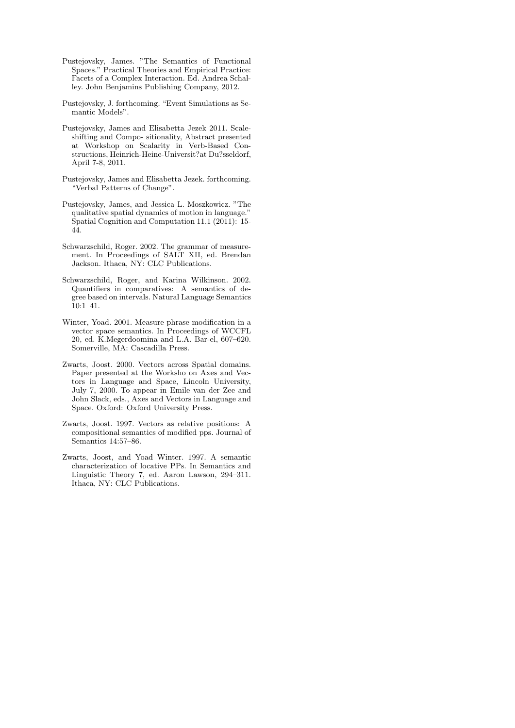Pustejovsky, James. "The Semantics of Functional Spaces." Practical Theories and Empirical Practice: Facets of a Complex Interaction. Ed. Andrea Schalley. John Benjamins Publishing Company, 2012.

Pustejovsky, J. forthcoming. "Event Simulations as Semantic Models".

Pustejovsky, James and Elisabetta Jezek 2011. Scale-shifting and Compo- sitionality, Abstract presented at Workshop on Scalarity in Verb-Based Constructions, Heinrich-Heine-Universit?at Du?sseldorf, April 7-8, 2011.

Pustejovsky, James and Elisabetta Jezek. forthcoming. "Verbal Patterns of Change".

Pustejovsky, James, and Jessica L. Moszkowicz. "The qualitative spatial dynamics of motion in language." Spatial Cognition and Computation 11.1 (2011): 15-44.

Schwarzschild, Roger. 2002. The grammar of measurement. In Proceedings of SALT XII, ed. Brendan Jackson. Ithaca, NY: CLC Publications.

Schwarzschild, Roger, and Karina Wilkinson. 2002. Quantifiers in comparatives: A semantics of degree based on intervals. Natural Language Semantics 10:1–41.

Winter, Yoad. 2001. Measure phrase modification in a vector space semantics. In Proceedings of WCCFL 20, ed. K.Megerdoomina and L.A. Bar-el, 607–620. Somerville, MA: Cascadilla Press.

Zwarts, Joost. 2000. Vectors across Spatial domains. Paper presented at the Worksho on Axes and Vectors in Language and Space, Lincoln University, July 7, 2000. To appear in Emile van der Zee and John Slack, eds., Axes and Vectors in Language and Space. Oxford: Oxford University Press.

Zwarts, Joost. 1997. Vectors as relative positions: A compositional semantics of modified pps. Journal of Semantics 14:57–86.

Zwarts, Joost, and Yoad Winter. 1997. A semantic characterization of locative PPs. In Semantics and Linguistic Theory 7, ed. Aaron Lawson, 294–311. Ithaca, NY: CLC Publications.